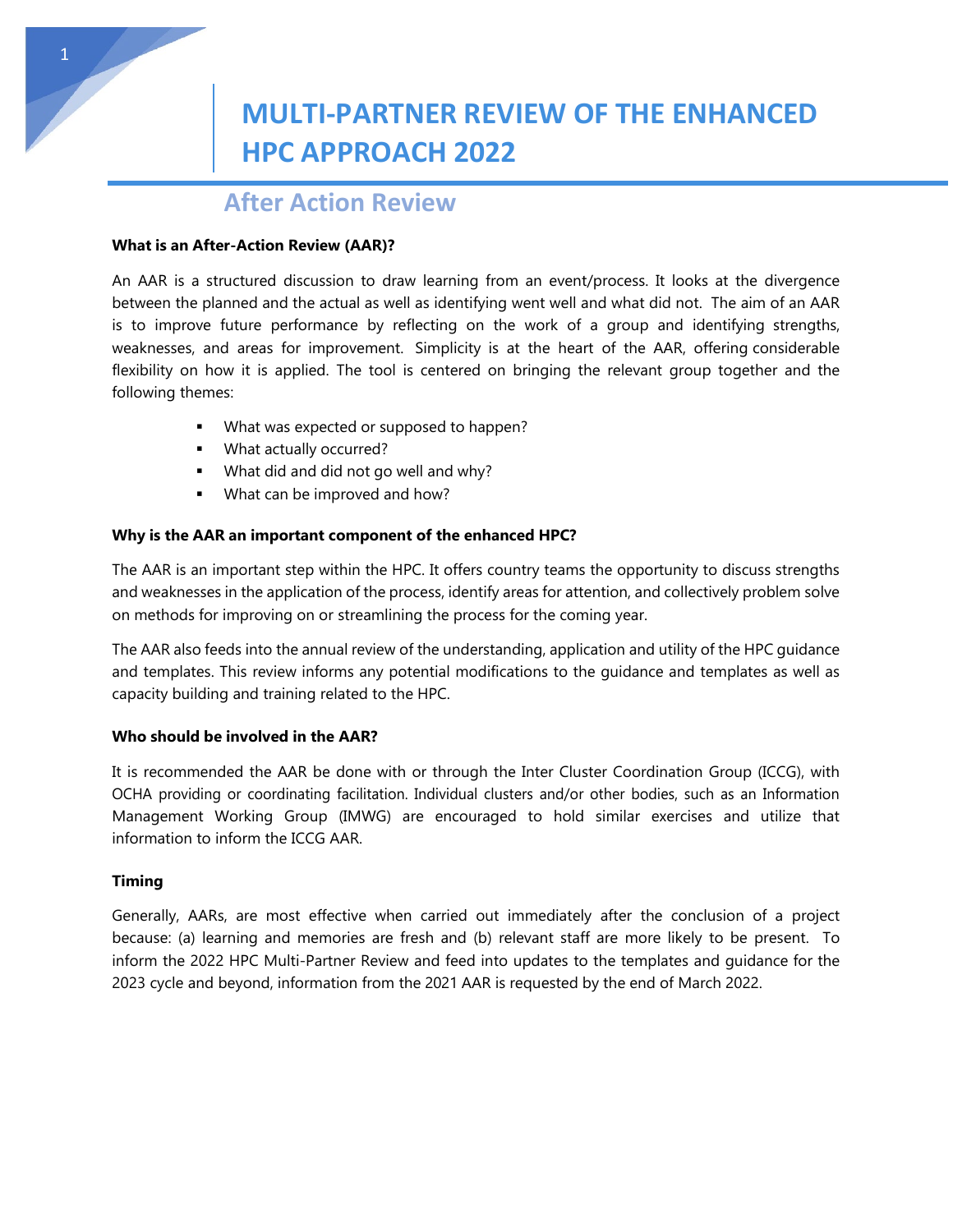# MULTI-PARTNER REVIEW OF THE ENHANCED HPC APPROACH 2022

## After Action Review

**What is an After-Action Review (AAR)?**

An AAR is a structured discussion to draw learning from an event/process. It looks at the divergence between the planned and the actual as well as identifying went well and what did not. The aim of an AAR is to improve future performance by reflecting on the work of a group and identifying strengths, weaknesses, and areas for improvement. Simplicity is at the heart of the AAR, offering considerable flexibility on how it is applied. The tool is centered on bringing the relevant group together and the following themes:

- What was expected or supposed to happen?
- What actually occurred?
- What did and did not go well and why?
- What can be improved and how?

**Why is the AAR an important component of the enhanced HPC?**

The AAR is an important step within the HPC. It offers country teams the opportunity to discuss strengths and weaknesses in the application of the process, identify areas for attention, and collectively problem solve on methods for improving on or streamlining the process for the coming year.

The AAR also feeds into the annual review of the understanding, application and utility of the HPC guidance and templates. This review informs any potential modifications to the guidance and templates as well as capacity building and training related to the HPC.

**Who should be involved in the AAR?**

It is recommended the AAR be done with or through the Inter Cluster Coordination Group (ICCG), with OCHA providing or coordinating facilitation. Individual clusters and/or other bodies, such as an Information Management Working Group (IMWG) are encouraged to hold similar exercises and utilize that information to inform the ICCG AAR.

**Timing**

Generally, AARs, are most effective when carried out immediately after the conclusion of a project because: (a) learning and memories are fresh and (b) relevant staff are more likely to be present. To inform the 2022 HPC Multi-Partner Review and feed into updates to the templates and guidance for the 2023 cycle and beyond, information from the 2021 AAR is requested by the end of March 2022.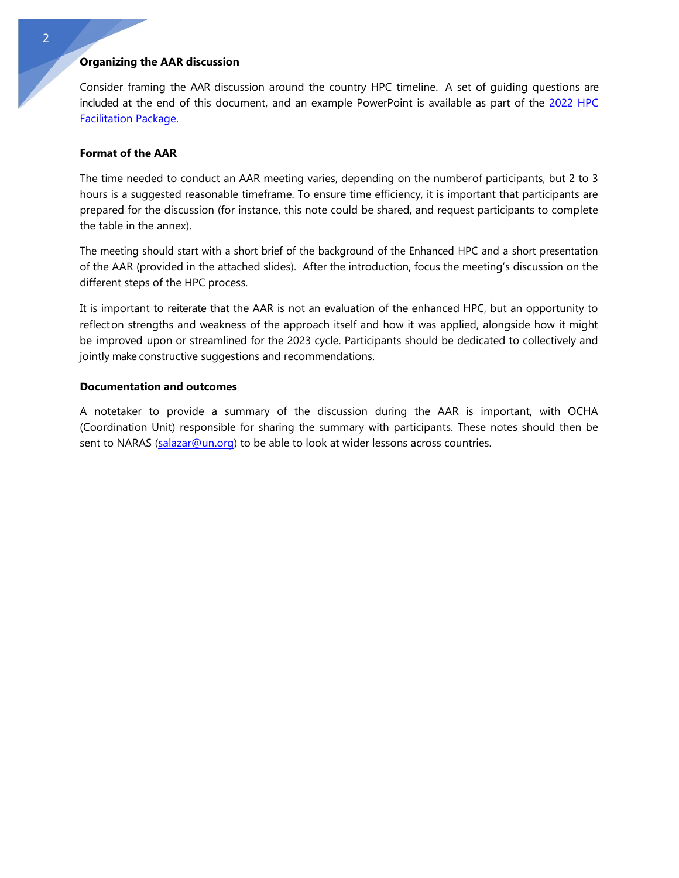### Organizing the AAR discussion

Consider framing the AAR discussion around the country HPC timeline. A set of guiding questions are included at the end of this document, and an example PowerPoint is available as part of the [2022 HPC Facilitation Package](2022 HPC Facilitation Package).

### Format of the AAR

The time needed to conduct an AAR meeting varies, depending on the numberof participants, but 2 to 3 hours is a suggested reasonable timeframe. To ensure time efficiency, it is important that participants are prepared for the discussion (for instance, this note could be shared, and request participants to complete the table in the annex).

The meeting should start with a short brief of the background of the Enhanced HPC and a short presentation of the AAR (provided in the attached slides). After the introduction, focus the meeting's discussion on the different steps of the HPC process.

It is important to reiterate that the AAR is not an evaluation of the enhanced HPC, but an opportunity to reflecton strengths and weakness of the approach itself and how it was applied, alongside how it might be improved upon or streamlined for the 2023 cycle. Participants should be dedicated to collectively and jointly make constructive suggestions and recommendations.

### Documentation and outcomes

A notetaker to provide a summary of the discussion during the AAR is important, with OCHA (Coordination Unit) responsible for sharing the summary with participants. These notes should then be sent to NARAS (salazar@un.org) to be able to look at wider lessons across countries.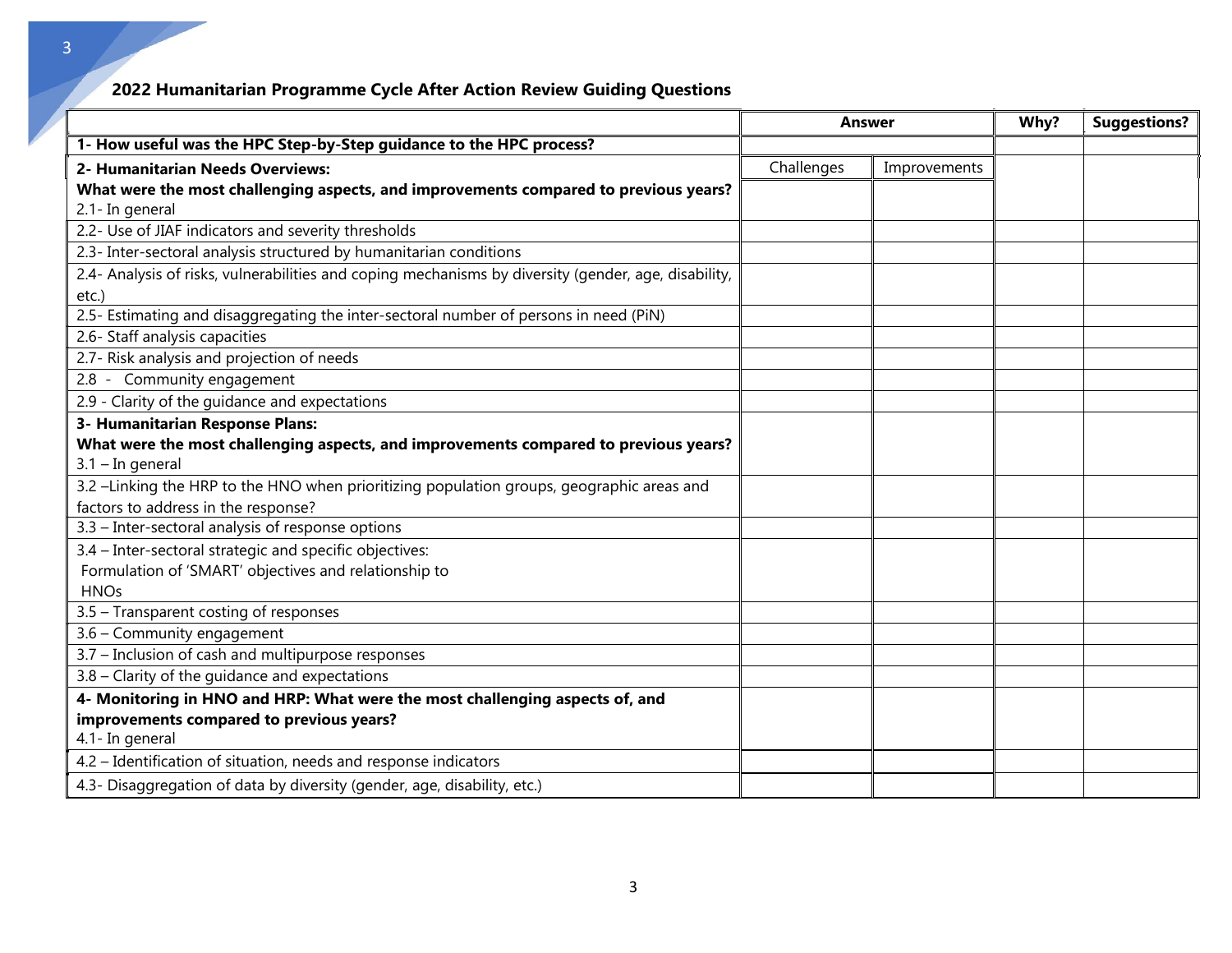**2022 Humanitarian Programme Cycle After Action Review Guiding Questions**

| | Answer | | Why? | Suggestions? |
|---|---|---|---|---|
| **1- How useful was the HPC Step-by-Step guidance to the HPC process?** | | | | |
| **2- Humanitarian Needs Overviews:** | Challenges | Improvements | | |
| **What were the most challenging aspects, and improvements compared to previous years?** 2.1- In general | | | | |
| 2.2- Use of JIAF indicators and severity thresholds | | | | |
| 2.3- Inter-sectoral analysis structured by humanitarian conditions | | | | |
| 2.4- Analysis of risks, vulnerabilities and coping mechanisms by diversity (gender, age, disability, etc.) | | | | |
| 2.5- Estimating and disaggregating the inter-sectoral number of persons in need (PiN) | | | | |
| 2.6- Staff analysis capacities | | | | |
| 2.7- Risk analysis and projection of needs | | | | |
| 2.8 - Community engagement | | | | |
| 2.9 - Clarity of the guidance and expectations | | | | |
| **3- Humanitarian Response Plans: What were the most challenging aspects, and improvements compared to previous years?** 3.1 – In general | | | | |
| 3.2 –Linking the HRP to the HNO when prioritizing population groups, geographic areas and factors to address in the response? | | | | |
| 3.3 – Inter-sectoral analysis of response options | | | | |
| 3.4 – Inter-sectoral strategic and specific objectives: Formulation of 'SMART' objectives and relationship to HNOs | | | | |
| 3.5 – Transparent costing of responses | | | | |
| 3.6 – Community engagement | | | | |
| 3.7 – Inclusion of cash and multipurpose responses | | | | |
| 3.8 – Clarity of the guidance and expectations | | | | |
| **4- Monitoring in HNO and HRP: What were the most challenging aspects of, and improvements compared to previous years?** 4.1- In general | | | | |
| 4.2 – Identification of situation, needs and response indicators | | | | |
| 4.3- Disaggregation of data by diversity (gender, age, disability, etc.) | | | | |